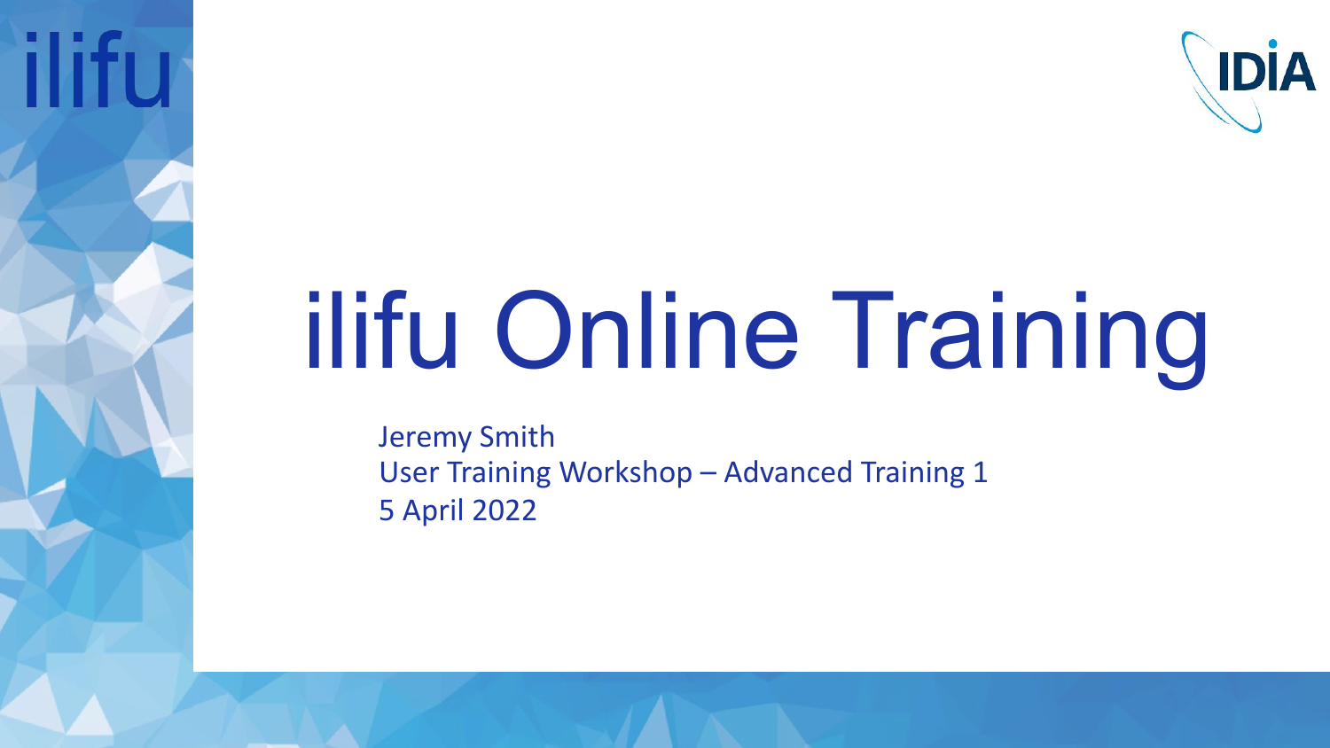ilifu

IDIA

# ilifu Online Training

Jeremy Smith
User Training Workshop – Advanced Training 1
5 April 2022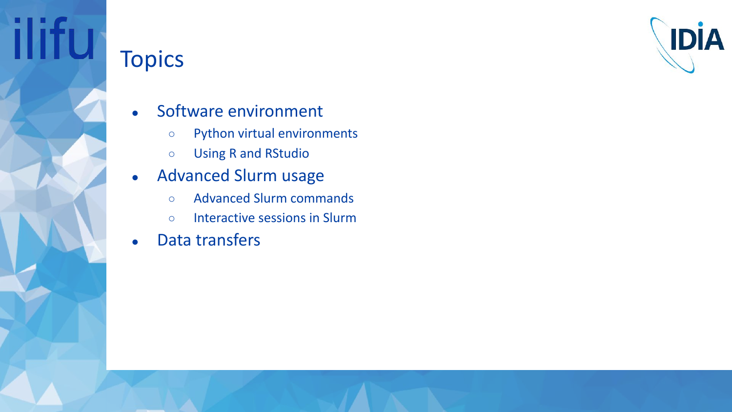# Topics

- Software environment
  - Python virtual environments
  - Using R and RStudio
- Advanced Slurm usage
  - Advanced Slurm commands
  - Interactive sessions in Slurm
- Data transfers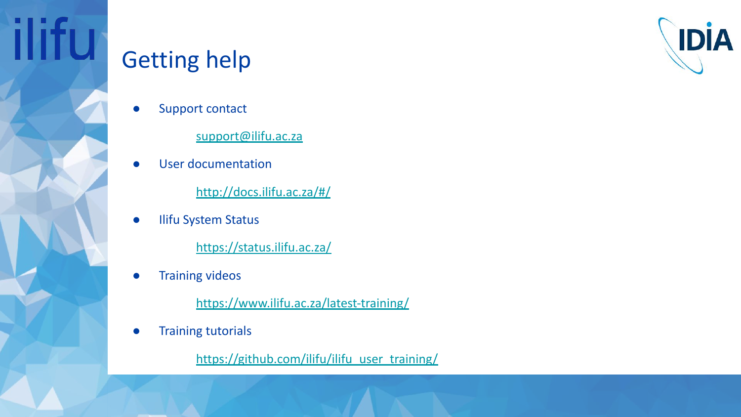# Getting help

- Support contact

  support@ilifu.ac.za

- User documentation

  http://docs.ilifu.ac.za/#/

- Ilifu System Status

  https://status.ilifu.ac.za/

- Training videos

  https://www.ilifu.ac.za/latest-training/

- Training tutorials

  https://github.com/ilifu/ilifu_user_training/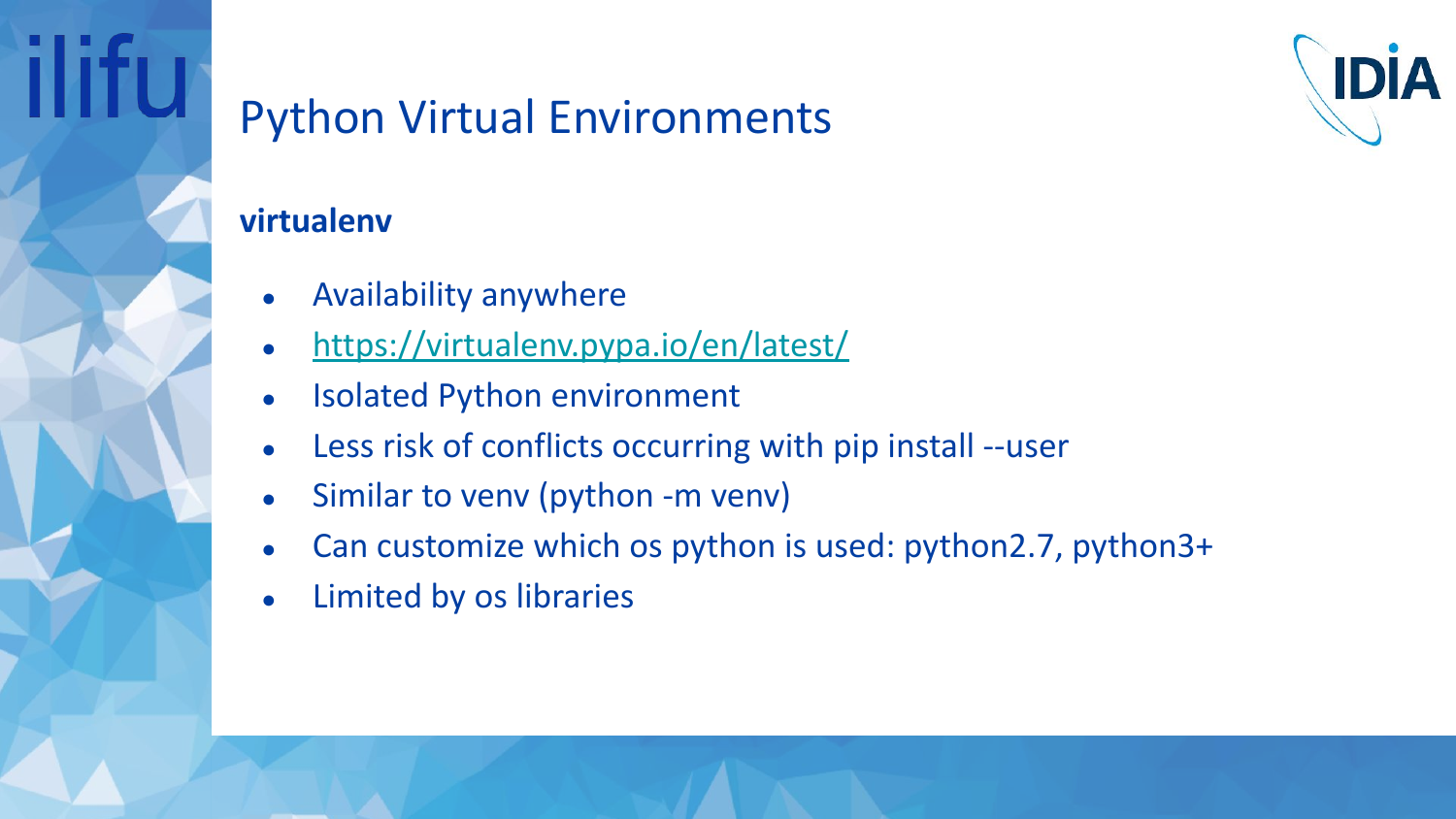# Python Virtual Environments

**virtualenv**

- Availability anywhere
- https://virtualenv.pypa.io/en/latest/
- Isolated Python environment
- Less risk of conflicts occurring with pip install --user
- Similar to venv (python -m venv)
- Can customize which os python is used: python2.7, python3+
- Limited by os libraries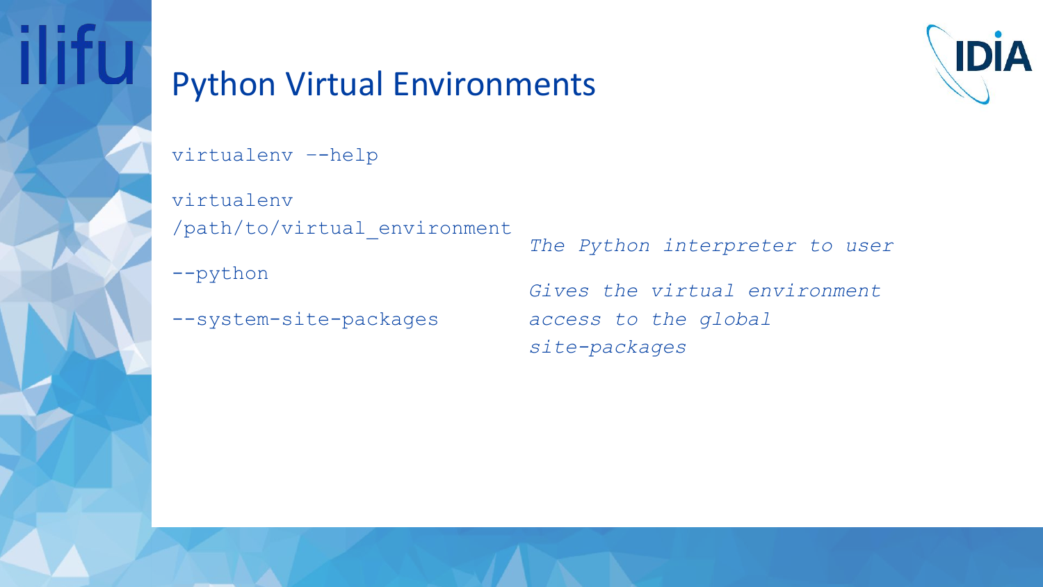# Python Virtual Environments

```
virtualenv --help
```

```
virtualenv
/path/to/virtual_environment
```

| | |
|---|---|
| `--python` | *The Python interpreter to user* |
| `--system-site-packages` | *Gives the virtual environment access to the global site-packages* |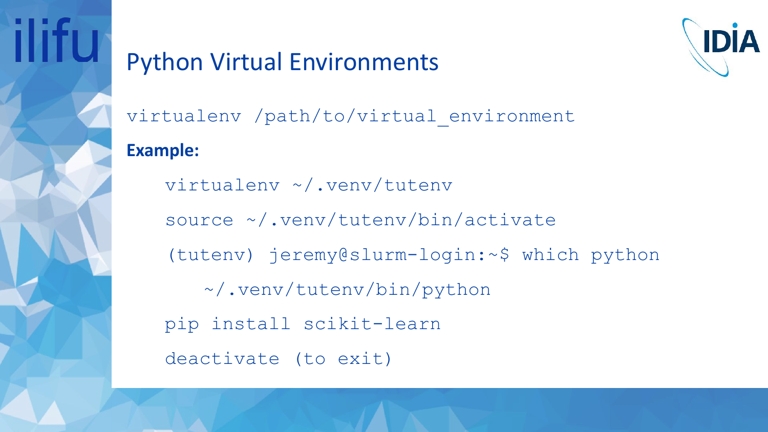## Python Virtual Environments

```
virtualenv /path/to/virtual_environment
```

**Example:**

```
virtualenv ~/.venv/tutenv
source ~/.venv/tutenv/bin/activate
(tutenv) jeremy@slurm-login:~$ which python
    ~/.venv/tutenv/bin/python
pip install scikit-learn
deactivate (to exit)
```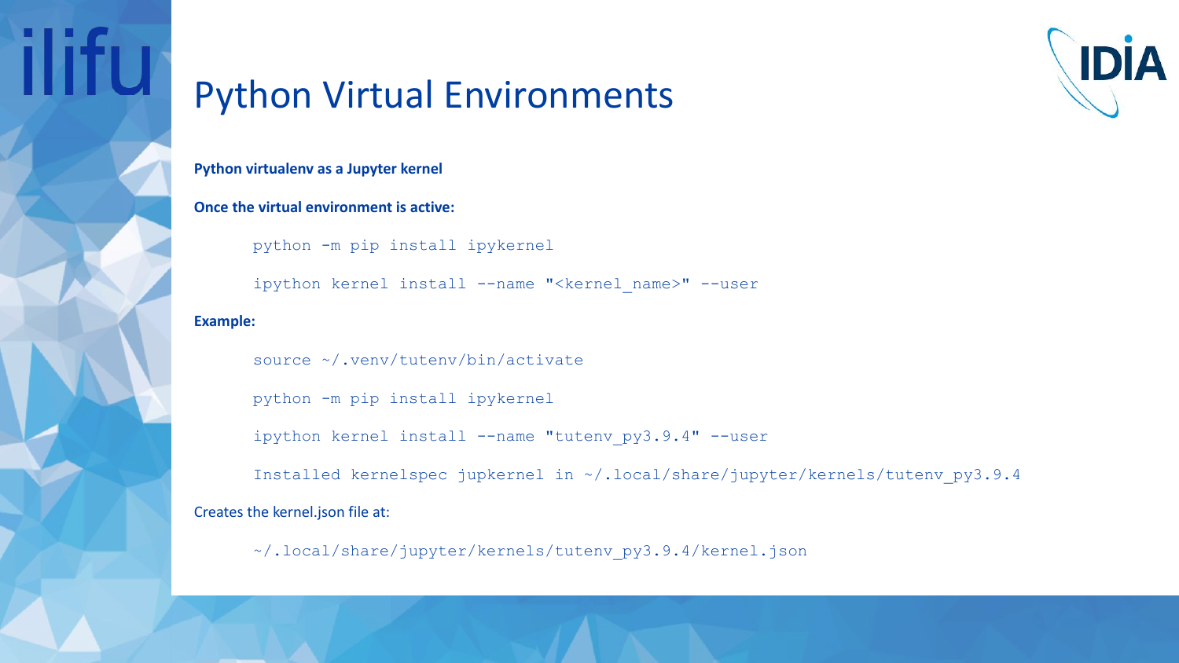# Python Virtual Environments

**Python virtualenv as a Jupyter kernel**

**Once the virtual environment is active:**

```
python -m pip install ipykernel

ipython kernel install --name "<kernel_name>" --user
```

**Example:**

```
source ~/.venv/tutenv/bin/activate

python -m pip install ipykernel

ipython kernel install --name "tutenv_py3.9.4" --user

Installed kernelspec jupkernel in ~/.local/share/jupyter/kernels/tutenv_py3.9.4
```

Creates the kernel.json file at:

```
~/.local/share/jupyter/kernels/tutenv_py3.9.4/kernel.json
```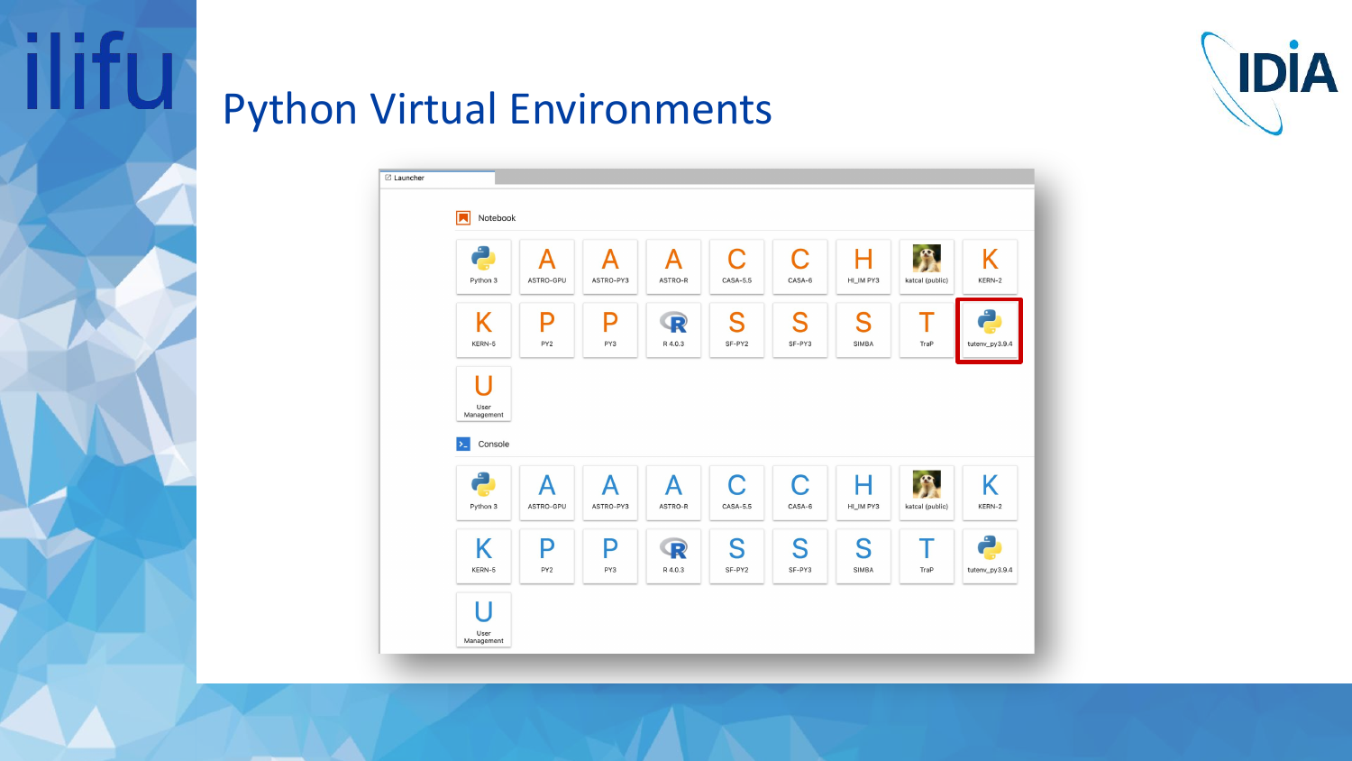# Python Virtual Environments

Launcher

Notebook

| | | | | | | | | |
|---|---|---|---|---|---|---|---|---|
| Python 3 | ASTRO-GPU | ASTRO-PY3 | ASTRO-R | CASA-5.5 | CASA-6 | HI_IM PY3 | katcal (public) | KERN-2 |
| KERN-5 | PY2 | PY3 | R 4.0.3 | SF-PY2 | SF-PY3 | SIMBA | TraP | tutenv_py3.9.4 |
| User Management | | | | | | | | |

Console

| | | | | | | | | |
|---|---|---|---|---|---|---|---|---|
| Python 3 | ASTRO-GPU | ASTRO-PY3 | ASTRO-R | CASA-5.5 | CASA-6 | HI_IM PY3 | katcal (public) | KERN-2 |
| KERN-5 | PY2 | PY3 | R 4.0.3 | SF-PY2 | SF-PY3 | SIMBA | TraP | tutenv_py3.9.4 |
| User Management | | | | | | | | |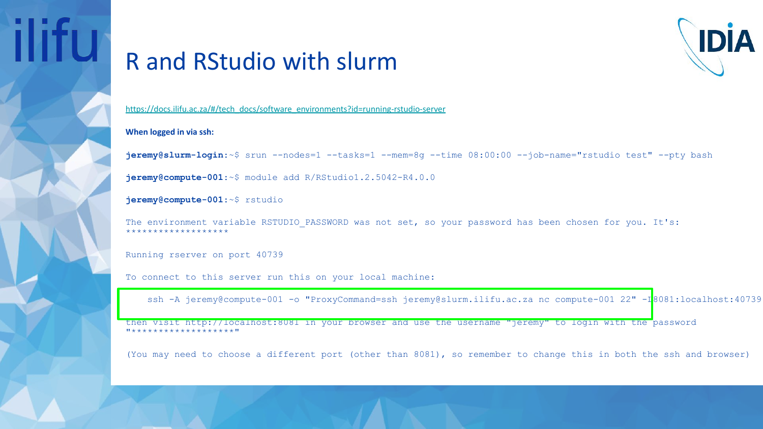# R and RStudio with slurm

https://docs.ilifu.ac.za/#/tech_docs/software_environments?id=running-rstudio-server

**When logged in via ssh:**

```
jeremy@slurm-login:~$ srun --nodes=1 --tasks=1 --mem=8g --time 08:00:00 --job-name="rstudio test" --pty bash

jeremy@compute-001:~$ module add R/RStudio1.2.5042-R4.0.0

jeremy@compute-001:~$ rstudio

The environment variable RSTUDIO_PASSWORD was not set, so your password has been chosen for you. It's:
******************

Running rserver on port 40739

To connect to this server run this on your local machine:

    ssh -A jeremy@compute-001 -o "ProxyCommand=ssh jeremy@slurm.ilifu.ac.za nc compute-001 22" -L8081:localhost:40739

then visit http://localhost:8081 in your browser and use the username "jeremy" to login with the password
"******************"

(You may need to choose a different port (other than 8081), so remember to change this in both the ssh and browser)
```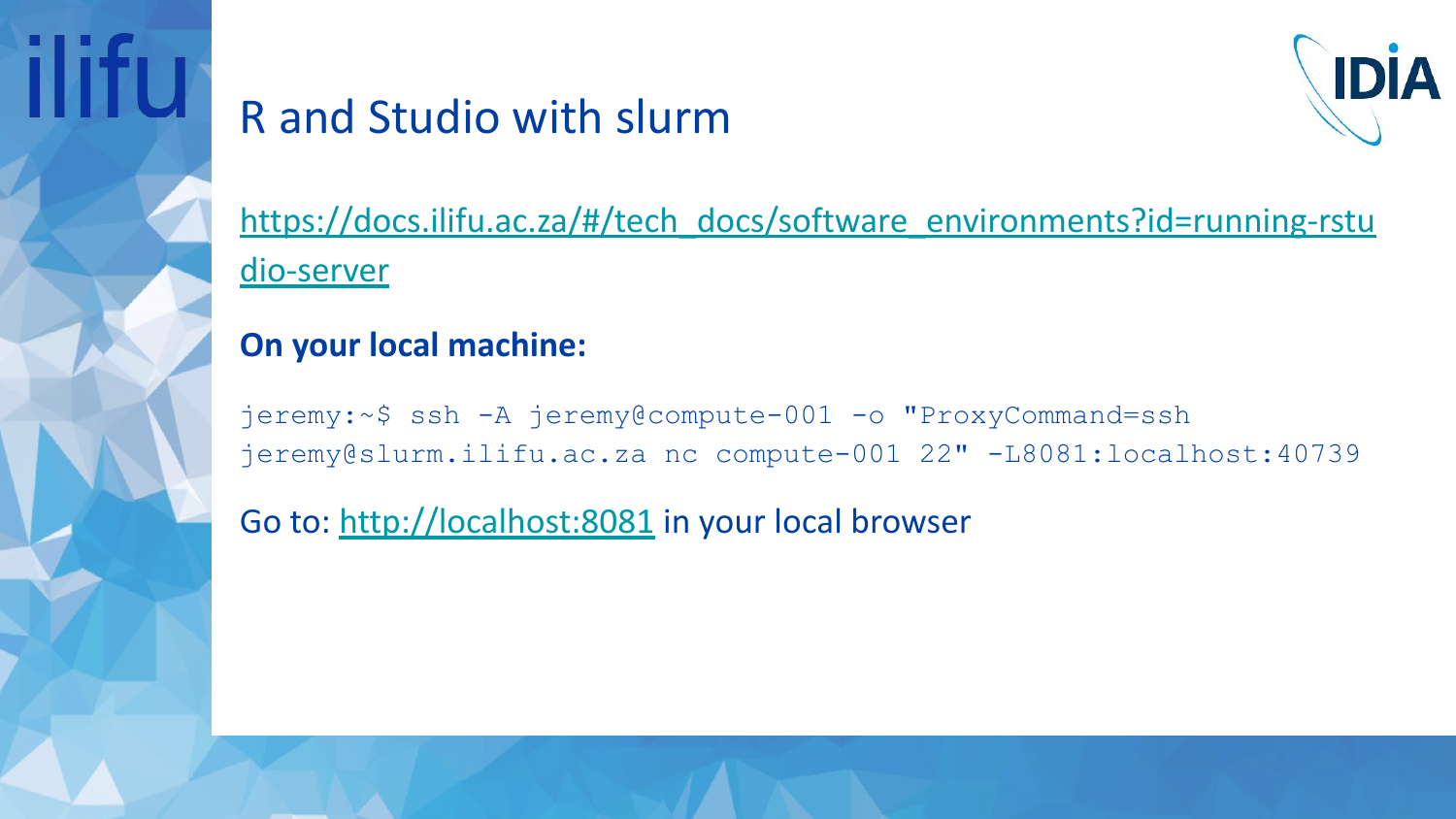# R and Studio with slurm

[https://docs.ilifu.ac.za/#/tech_docs/software_environments?id=running-rstudio-server](https://docs.ilifu.ac.za/#/tech_docs/software_environments?id=running-rstudio-server)

**On your local machine:**

```
jeremy:~$ ssh -A jeremy@compute-001 -o "ProxyCommand=ssh
jeremy@slurm.ilifu.ac.za nc compute-001 22" -L8081:localhost:40739
```

Go to: [http://localhost:8081](http://localhost:8081) in your local browser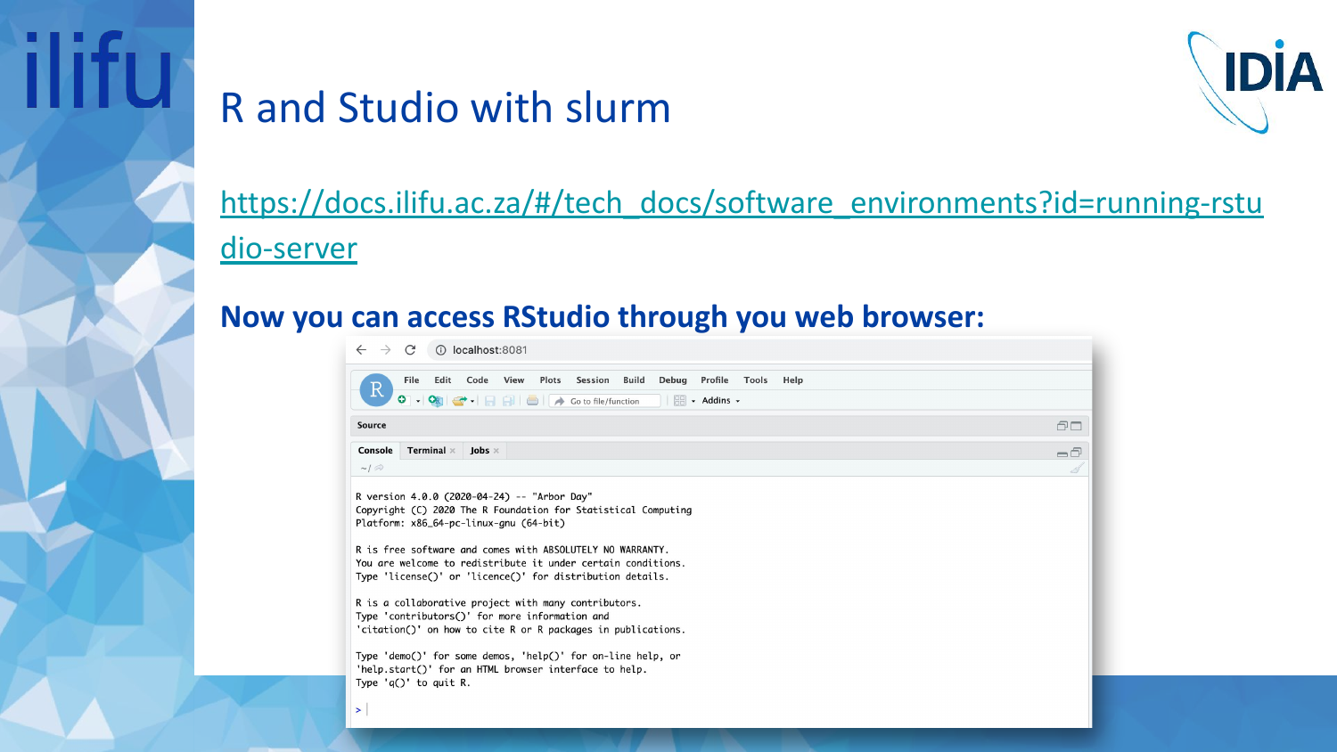# R and Studio with slurm

https://docs.ilifu.ac.za/#/tech_docs/software_environments?id=running-rstudio-server

**Now you can access RStudio through you web browser:**

```
localhost:8081

R version 4.0.0 (2020-04-24) -- "Arbor Day"
Copyright (C) 2020 The R Foundation for Statistical Computing
Platform: x86_64-pc-linux-gnu (64-bit)

R is free software and comes with ABSOLUTELY NO WARRANTY.
You are welcome to redistribute it under certain conditions.
Type 'license()' or 'licence()' for distribution details.

R is a collaborative project with many contributors.
Type 'contributors()' for more information and
'citation()' on how to cite R or R packages in publications.

Type 'demo()' for some demos, 'help()' for on-line help, or
'help.start()' for an HTML browser interface to help.
Type 'q()' to quit R.

>
```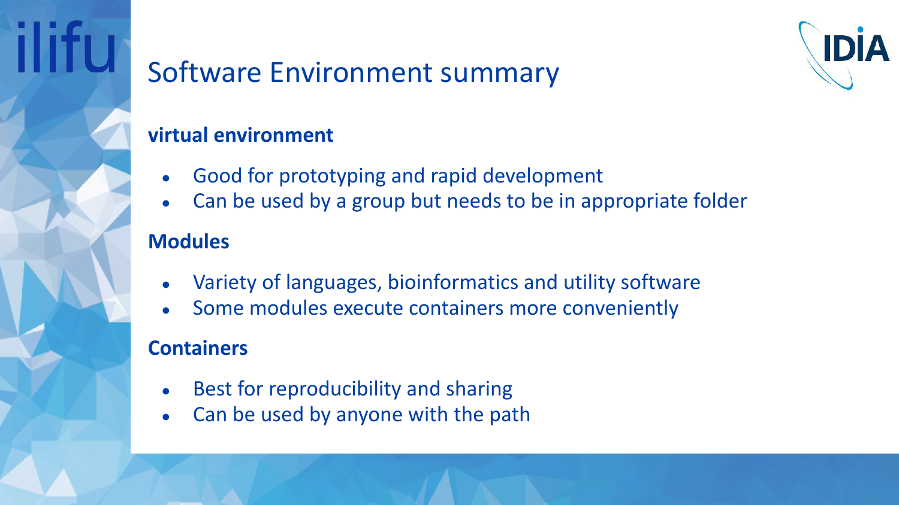# Software Environment summary

**virtual environment**

- Good for prototyping and rapid development
- Can be used by a group but needs to be in appropriate folder

**Modules**

- Variety of languages, bioinformatics and utility software
- Some modules execute containers more conveniently

**Containers**

- Best for reproducibility and sharing
- Can be used by anyone with the path